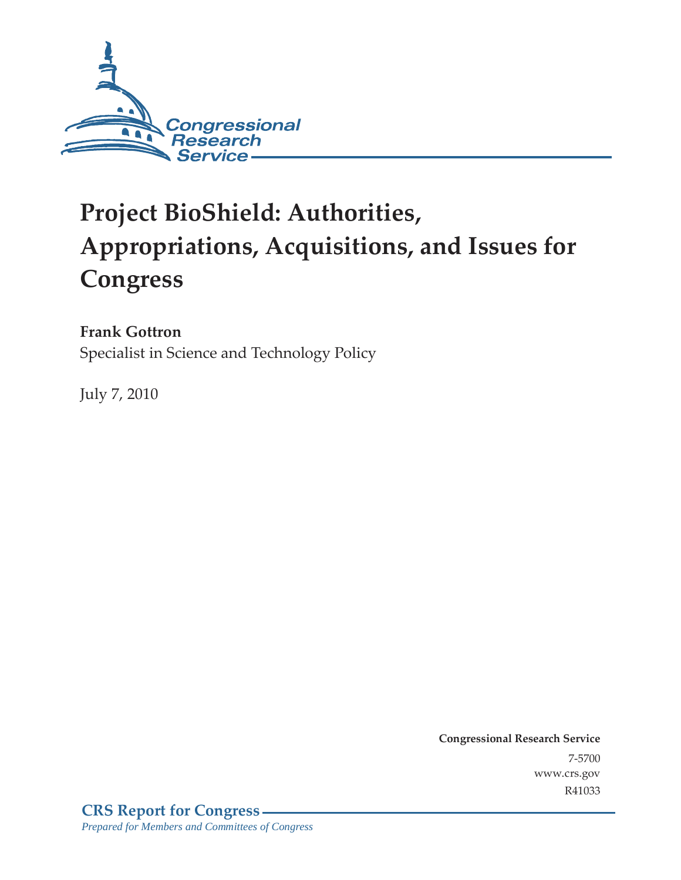# Project BioShield: Authorities, Appropriations, Acquisitions, and Issues for Congress

**Frank Gottron**
Specialist in Science and Technology Policy

July 7, 2010

**Congressional Research Service**
7-5700
www.crs.gov
R41033

**CRS Report for Congress**
*Prepared for Members and Committees of Congress*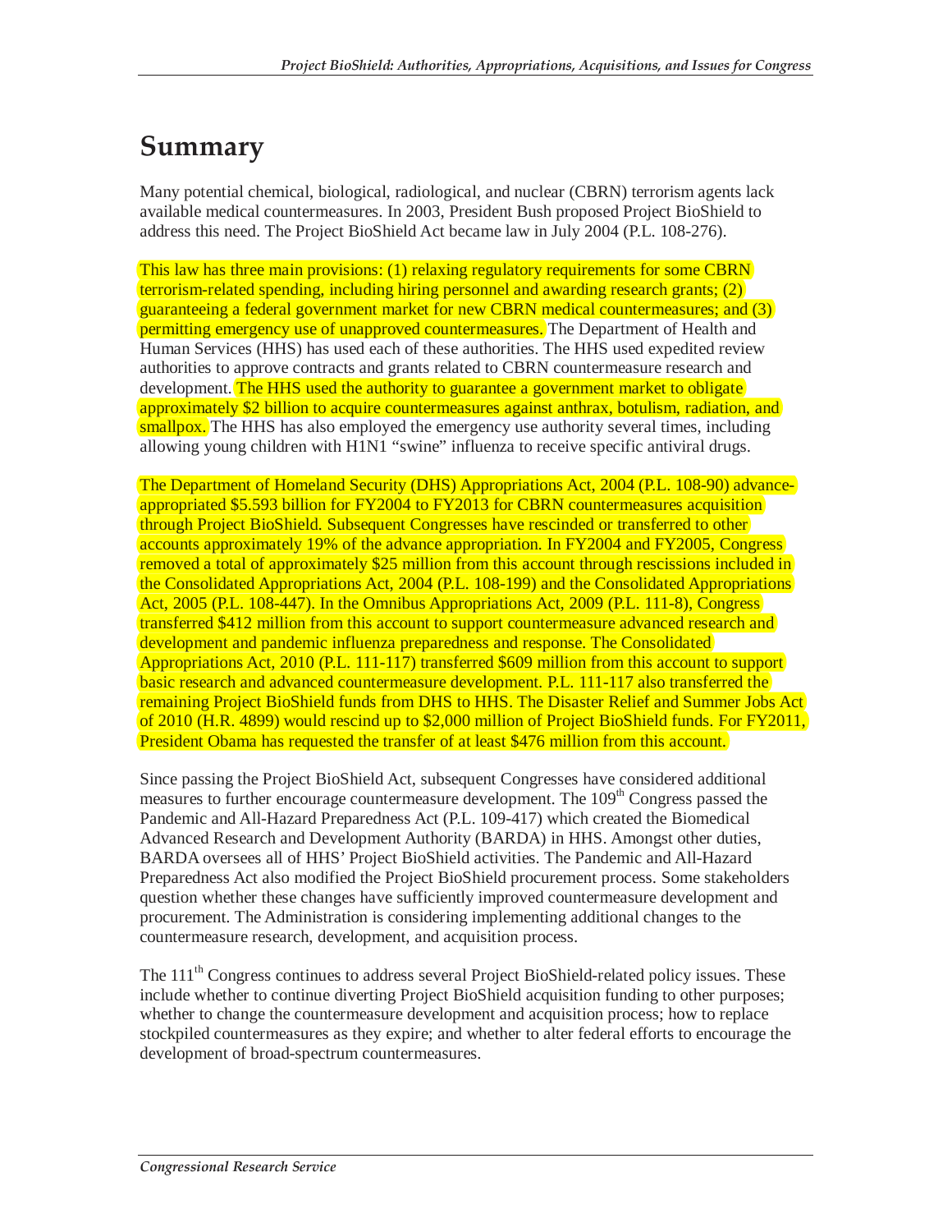# Summary

Many potential chemical, biological, radiological, and nuclear (CBRN) terrorism agents lack available medical countermeasures. In 2003, President Bush proposed Project BioShield to address this need. The Project BioShield Act became law in July 2004 (P.L. 108-276).

This law has three main provisions: (1) relaxing regulatory requirements for some CBRN terrorism-related spending, including hiring personnel and awarding research grants; (2) guaranteeing a federal government market for new CBRN medical countermeasures; and (3) permitting emergency use of unapproved countermeasures. The Department of Health and Human Services (HHS) has used each of these authorities. The HHS used expedited review authorities to approve contracts and grants related to CBRN countermeasure research and development. The HHS used the authority to guarantee a government market to obligate approximately $2 billion to acquire countermeasures against anthrax, botulism, radiation, and smallpox. The HHS has also employed the emergency use authority several times, including allowing young children with H1N1 "swine" influenza to receive specific antiviral drugs.

The Department of Homeland Security (DHS) Appropriations Act, 2004 (P.L. 108-90) advance-appropriated $5.593 billion for FY2004 to FY2013 for CBRN countermeasures acquisition through Project BioShield. Subsequent Congresses have rescinded or transferred to other accounts approximately 19% of the advance appropriation. In FY2004 and FY2005, Congress removed a total of approximately $25 million from this account through rescissions included in the Consolidated Appropriations Act, 2004 (P.L. 108-199) and the Consolidated Appropriations Act, 2005 (P.L. 108-447). In the Omnibus Appropriations Act, 2009 (P.L. 111-8), Congress transferred $412 million from this account to support countermeasure advanced research and development and pandemic influenza preparedness and response. The Consolidated Appropriations Act, 2010 (P.L. 111-117) transferred $609 million from this account to support basic research and advanced countermeasure development. P.L. 111-117 also transferred the remaining Project BioShield funds from DHS to HHS. The Disaster Relief and Summer Jobs Act of 2010 (H.R. 4899) would rescind up to $2,000 million of Project BioShield funds. For FY2011, President Obama has requested the transfer of at least $476 million from this account.

Since passing the Project BioShield Act, subsequent Congresses have considered additional measures to further encourage countermeasure development. The 109th Congress passed the Pandemic and All-Hazard Preparedness Act (P.L. 109-417) which created the Biomedical Advanced Research and Development Authority (BARDA) in HHS. Amongst other duties, BARDA oversees all of HHS' Project BioShield activities. The Pandemic and All-Hazard Preparedness Act also modified the Project BioShield procurement process. Some stakeholders question whether these changes have sufficiently improved countermeasure development and procurement. The Administration is considering implementing additional changes to the countermeasure research, development, and acquisition process.

The 111th Congress continues to address several Project BioShield-related policy issues. These include whether to continue diverting Project BioShield acquisition funding to other purposes; whether to change the countermeasure development and acquisition process; how to replace stockpiled countermeasures as they expire; and whether to alter federal efforts to encourage the development of broad-spectrum countermeasures.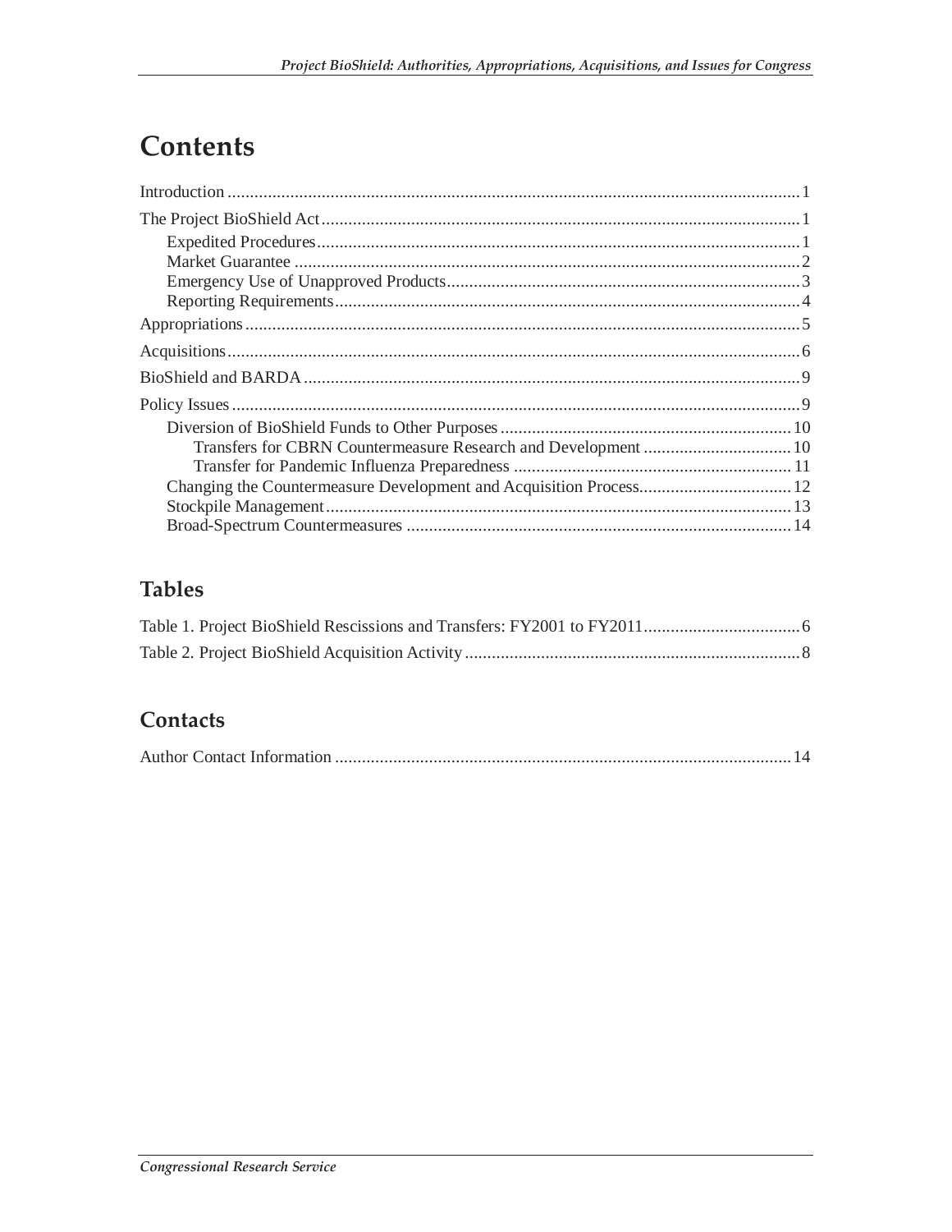# Contents

Introduction ............................................................................................................................ 1

The Project BioShield Act ....................................................................................................... 1

- Expedited Procedures ......................................................................................................... 1
- Market Guarantee ............................................................................................................... 2
- Emergency Use of Unapproved Products ............................................................................. 3
- Reporting Requirements ..................................................................................................... 4

Appropriations ........................................................................................................................ 5

Acquisitions ............................................................................................................................ 6

BioShield and BARDA ............................................................................................................ 9

Policy Issues ........................................................................................................................... 9

- Diversion of BioShield Funds to Other Purposes ............................................................... 10
  - Transfers for CBRN Countermeasure Research and Development ................................ 10
  - Transfer for Pandemic Influenza Preparedness ............................................................. 11
- Changing the Countermeasure Development and Acquisition Process ................................. 12
- Stockpile Management ...................................................................................................... 13
- Broad-Spectrum Countermeasures .................................................................................... 14

## Tables

Table 1. Project BioShield Rescissions and Transfers: FY2001 to FY2011 .................................. 6

Table 2. Project BioShield Acquisition Activity .......................................................................... 8

## Contacts

Author Contact Information ..................................................................................................... 14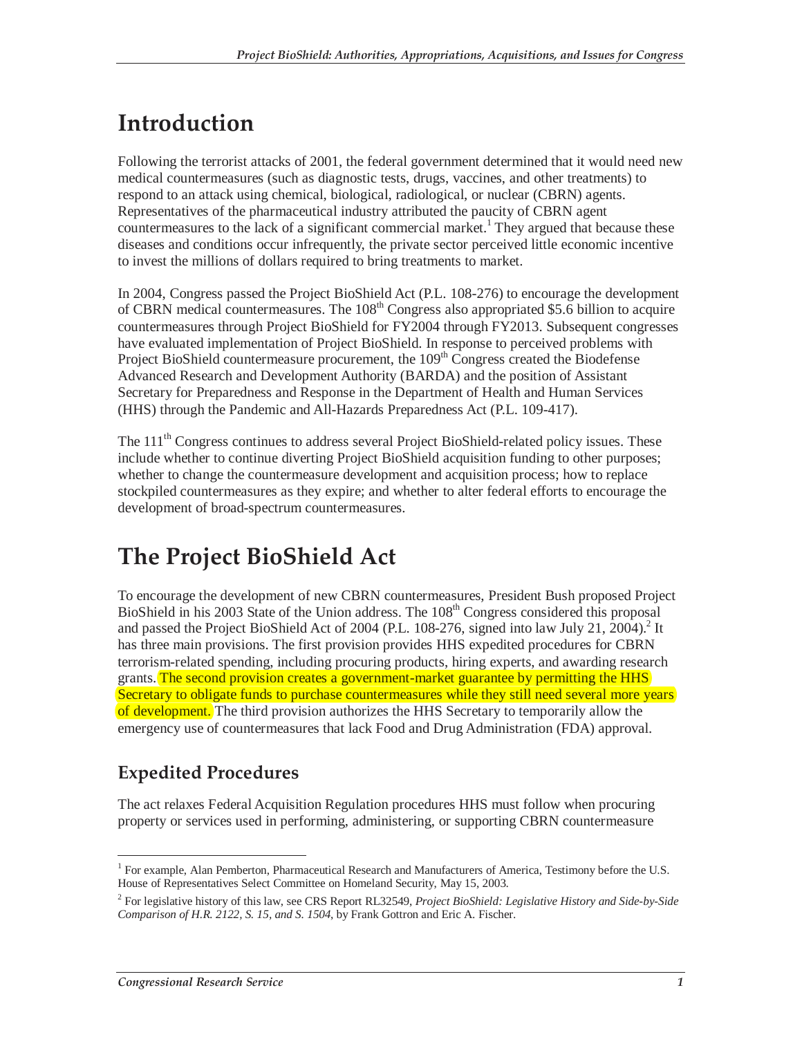# Introduction

Following the terrorist attacks of 2001, the federal government determined that it would need new medical countermeasures (such as diagnostic tests, drugs, vaccines, and other treatments) to respond to an attack using chemical, biological, radiological, or nuclear (CBRN) agents. Representatives of the pharmaceutical industry attributed the paucity of CBRN agent countermeasures to the lack of a significant commercial market.[1] They argued that because these diseases and conditions occur infrequently, the private sector perceived little economic incentive to invest the millions of dollars required to bring treatments to market.

In 2004, Congress passed the Project BioShield Act (P.L. 108-276) to encourage the development of CBRN medical countermeasures. The 108th Congress also appropriated $5.6 billion to acquire countermeasures through Project BioShield for FY2004 through FY2013. Subsequent congresses have evaluated implementation of Project BioShield. In response to perceived problems with Project BioShield countermeasure procurement, the 109th Congress created the Biodefense Advanced Research and Development Authority (BARDA) and the position of Assistant Secretary for Preparedness and Response in the Department of Health and Human Services (HHS) through the Pandemic and All-Hazards Preparedness Act (P.L. 109-417).

The 111th Congress continues to address several Project BioShield-related policy issues. These include whether to continue diverting Project BioShield acquisition funding to other purposes; whether to change the countermeasure development and acquisition process; how to replace stockpiled countermeasures as they expire; and whether to alter federal efforts to encourage the development of broad-spectrum countermeasures.

# The Project BioShield Act

To encourage the development of new CBRN countermeasures, President Bush proposed Project BioShield in his 2003 State of the Union address. The 108th Congress considered this proposal and passed the Project BioShield Act of 2004 (P.L. 108-276, signed into law July 21, 2004).[2] It has three main provisions. The first provision provides HHS expedited procedures for CBRN terrorism-related spending, including procuring products, hiring experts, and awarding research grants. The second provision creates a government-market guarantee by permitting the HHS Secretary to obligate funds to purchase countermeasures while they still need several more years of development. The third provision authorizes the HHS Secretary to temporarily allow the emergency use of countermeasures that lack Food and Drug Administration (FDA) approval.

## Expedited Procedures

The act relaxes Federal Acquisition Regulation procedures HHS must follow when procuring property or services used in performing, administering, or supporting CBRN countermeasure

[1] For example, Alan Pemberton, Pharmaceutical Research and Manufacturers of America, Testimony before the U.S. House of Representatives Select Committee on Homeland Security, May 15, 2003.

[2] For legislative history of this law, see CRS Report RL32549, *Project BioShield: Legislative History and Side-by-Side Comparison of H.R. 2122, S. 15, and S. 1504*, by Frank Gottron and Eric A. Fischer.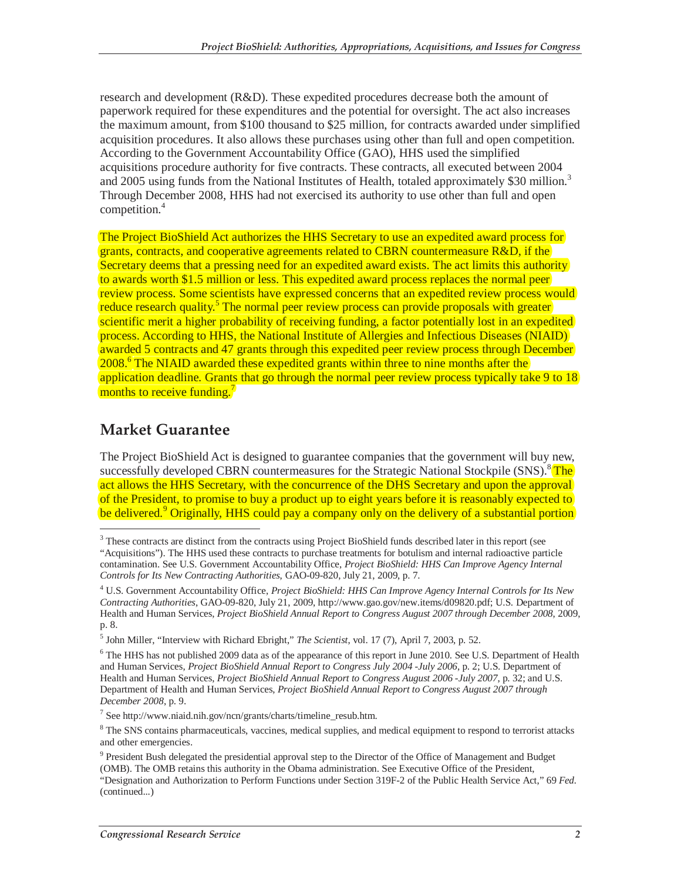research and development (R&D). These expedited procedures decrease both the amount of paperwork required for these expenditures and the potential for oversight. The act also increases the maximum amount, from $100 thousand to $25 million, for contracts awarded under simplified acquisition procedures. It also allows these purchases using other than full and open competition. According to the Government Accountability Office (GAO), HHS used the simplified acquisitions procedure authority for five contracts. These contracts, all executed between 2004 and 2005 using funds from the National Institutes of Health, totaled approximately $30 million.[3] Through December 2008, HHS had not exercised its authority to use other than full and open competition.[4]

The Project BioShield Act authorizes the HHS Secretary to use an expedited award process for grants, contracts, and cooperative agreements related to CBRN countermeasure R&D, if the Secretary deems that a pressing need for an expedited award exists. The act limits this authority to awards worth $1.5 million or less. This expedited award process replaces the normal peer review process. Some scientists have expressed concerns that an expedited review process would reduce research quality.[5] The normal peer review process can provide proposals with greater scientific merit a higher probability of receiving funding, a factor potentially lost in an expedited process. According to HHS, the National Institute of Allergies and Infectious Diseases (NIAID) awarded 5 contracts and 47 grants through this expedited peer review process through December 2008.[6] The NIAID awarded these expedited grants within three to nine months after the application deadline. Grants that go through the normal peer review process typically take 9 to 18 months to receive funding.[7]

## Market Guarantee

The Project BioShield Act is designed to guarantee companies that the government will buy new, successfully developed CBRN countermeasures for the Strategic National Stockpile (SNS).[8] The act allows the HHS Secretary, with the concurrence of the DHS Secretary and upon the approval of the President, to promise to buy a product up to eight years before it is reasonably expected to be delivered.[9] Originally, HHS could pay a company only on the delivery of a substantial portion

---

[3] These contracts are distinct from the contracts using Project BioShield funds described later in this report (see "Acquisitions"). The HHS used these contracts to purchase treatments for botulism and internal radioactive particle contamination. See U.S. Government Accountability Office, *Project BioShield: HHS Can Improve Agency Internal Controls for Its New Contracting Authorities*, GAO-09-820, July 21, 2009, p. 7.

[4] U.S. Government Accountability Office, *Project BioShield: HHS Can Improve Agency Internal Controls for Its New Contracting Authorities*, GAO-09-820, July 21, 2009, http://www.gao.gov/new.items/d09820.pdf; U.S. Department of Health and Human Services, *Project BioShield Annual Report to Congress August 2007 through December 2008*, 2009, p. 8.

[5] John Miller, "Interview with Richard Ebright," *The Scientist*, vol. 17 (7), April 7, 2003, p. 52.

[6] The HHS has not published 2009 data as of the appearance of this report in June 2010. See U.S. Department of Health and Human Services, *Project BioShield Annual Report to Congress July 2004 -July 2006*, p. 2; U.S. Department of Health and Human Services, *Project BioShield Annual Report to Congress August 2006 -July 2007*, p. 32; and U.S. Department of Health and Human Services, *Project BioShield Annual Report to Congress August 2007 through December 2008*, p. 9.

[7] See http://www.niaid.nih.gov/ncn/grants/charts/timeline_resub.htm.

[8] The SNS contains pharmaceuticals, vaccines, medical supplies, and medical equipment to respond to terrorist attacks and other emergencies.

[9] President Bush delegated the presidential approval step to the Director of the Office of Management and Budget (OMB). The OMB retains this authority in the Obama administration. See Executive Office of the President, "Designation and Authorization to Perform Functions under Section 319F-2 of the Public Health Service Act," 69 *Fed.* (continued...)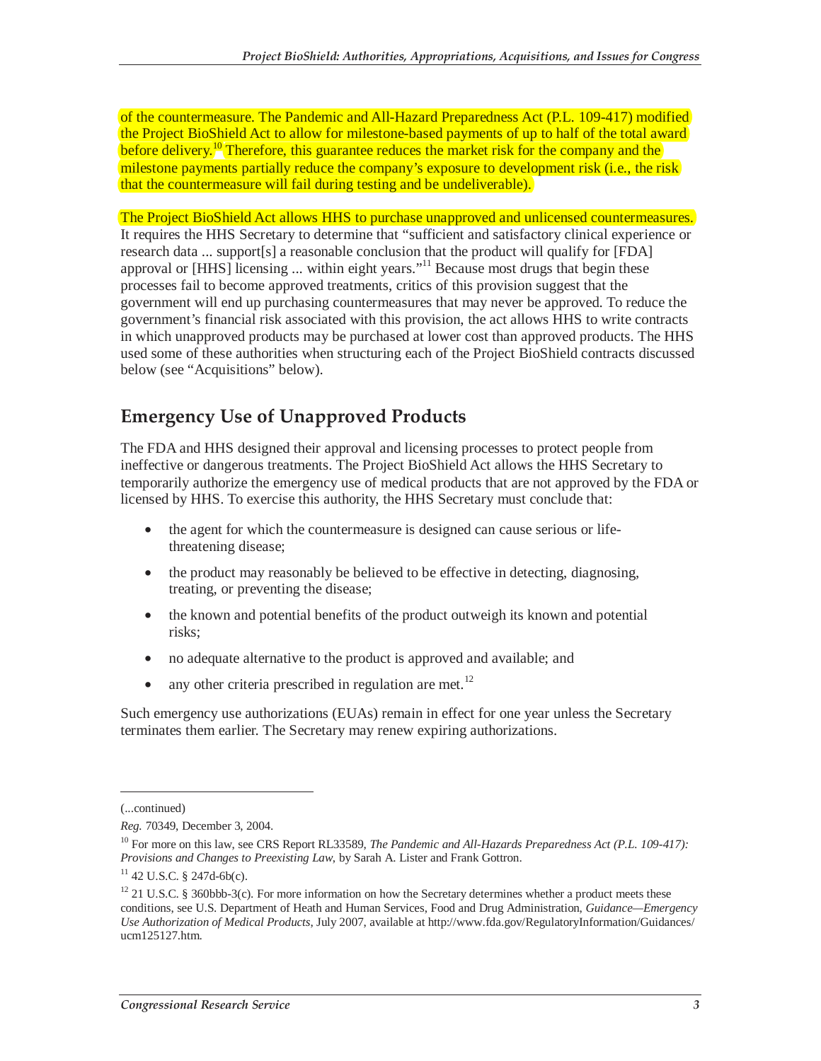of the countermeasure. The Pandemic and All-Hazard Preparedness Act (P.L. 109-417) modified the Project BioShield Act to allow for milestone-based payments of up to half of the total award before delivery.[10] Therefore, this guarantee reduces the market risk for the company and the milestone payments partially reduce the company's exposure to development risk (i.e., the risk that the countermeasure will fail during testing and be undeliverable).

The Project BioShield Act allows HHS to purchase unapproved and unlicensed countermeasures. It requires the HHS Secretary to determine that "sufficient and satisfactory clinical experience or research data ... support[s] a reasonable conclusion that the product will qualify for [FDA] approval or [HHS] licensing ... within eight years."[11] Because most drugs that begin these processes fail to become approved treatments, critics of this provision suggest that the government will end up purchasing countermeasures that may never be approved. To reduce the government's financial risk associated with this provision, the act allows HHS to write contracts in which unapproved products may be purchased at lower cost than approved products. The HHS used some of these authorities when structuring each of the Project BioShield contracts discussed below (see "Acquisitions" below).

## Emergency Use of Unapproved Products

The FDA and HHS designed their approval and licensing processes to protect people from ineffective or dangerous treatments. The Project BioShield Act allows the HHS Secretary to temporarily authorize the emergency use of medical products that are not approved by the FDA or licensed by HHS. To exercise this authority, the HHS Secretary must conclude that:

- the agent for which the countermeasure is designed can cause serious or life-threatening disease;
- the product may reasonably be believed to be effective in detecting, diagnosing, treating, or preventing the disease;
- the known and potential benefits of the product outweigh its known and potential risks;
- no adequate alternative to the product is approved and available; and
- any other criteria prescribed in regulation are met.[12]

Such emergency use authorizations (EUAs) remain in effect for one year unless the Secretary terminates them earlier. The Secretary may renew expiring authorizations.

---

(...continued)

*Reg.* 70349, December 3, 2004.

[10] For more on this law, see CRS Report RL33589, *The Pandemic and All-Hazards Preparedness Act (P.L. 109-417): Provisions and Changes to Preexisting Law*, by Sarah A. Lister and Frank Gottron.

[11] 42 U.S.C. § 247d-6b(c).

[12] 21 U.S.C. § 360bbb-3(c). For more information on how the Secretary determines whether a product meets these conditions, see U.S. Department of Heath and Human Services, Food and Drug Administration, *Guidance—Emergency Use Authorization of Medical Products*, July 2007, available at http://www.fda.gov/RegulatoryInformation/Guidances/ucm125127.htm.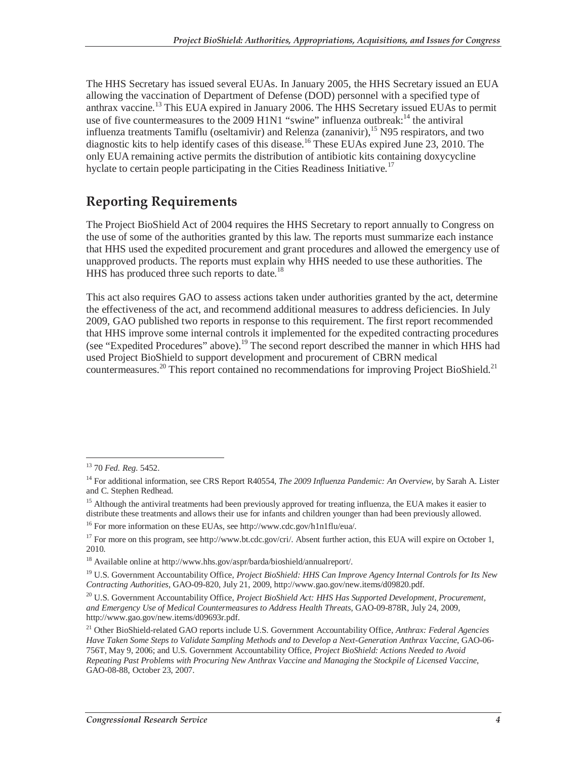The HHS Secretary has issued several EUAs. In January 2005, the HHS Secretary issued an EUA allowing the vaccination of Department of Defense (DOD) personnel with a specified type of anthrax vaccine.[13] This EUA expired in January 2006. The HHS Secretary issued EUAs to permit use of five countermeasures to the 2009 H1N1 "swine" influenza outbreak:[14] the antiviral influenza treatments Tamiflu (oseltamivir) and Relenza (zananivir),[15] N95 respirators, and two diagnostic kits to help identify cases of this disease.[16] These EUAs expired June 23, 2010. The only EUA remaining active permits the distribution of antibiotic kits containing doxycycline hyclate to certain people participating in the Cities Readiness Initiative.[17]

## Reporting Requirements

The Project BioShield Act of 2004 requires the HHS Secretary to report annually to Congress on the use of some of the authorities granted by this law. The reports must summarize each instance that HHS used the expedited procurement and grant procedures and allowed the emergency use of unapproved products. The reports must explain why HHS needed to use these authorities. The HHS has produced three such reports to date.[18]

This act also requires GAO to assess actions taken under authorities granted by the act, determine the effectiveness of the act, and recommend additional measures to address deficiencies. In July 2009, GAO published two reports in response to this requirement. The first report recommended that HHS improve some internal controls it implemented for the expedited contracting procedures (see "Expedited Procedures" above).[19] The second report described the manner in which HHS had used Project BioShield to support development and procurement of CBRN medical countermeasures.[20] This report contained no recommendations for improving Project BioShield.[21]

---

[13] 70 *Fed. Reg.* 5452.

[14] For additional information, see CRS Report R40554, *The 2009 Influenza Pandemic: An Overview*, by Sarah A. Lister and C. Stephen Redhead.

[15] Although the antiviral treatments had been previously approved for treating influenza, the EUA makes it easier to distribute these treatments and allows their use for infants and children younger than had been previously allowed.

[16] For more information on these EUAs, see http://www.cdc.gov/h1n1flu/eua/.

[17] For more on this program, see http://www.bt.cdc.gov/cri/. Absent further action, this EUA will expire on October 1, 2010.

[18] Available online at http://www.hhs.gov/aspr/barda/bioshield/annualreport/.

[19] U.S. Government Accountability Office, *Project BioShield: HHS Can Improve Agency Internal Controls for Its New Contracting Authorities*, GAO-09-820, July 21, 2009, http://www.gao.gov/new.items/d09820.pdf.

[20] U.S. Government Accountability Office, *Project BioShield Act: HHS Has Supported Development, Procurement, and Emergency Use of Medical Countermeasures to Address Health Threats*, GAO-09-878R, July 24, 2009, http://www.gao.gov/new.items/d09693r.pdf.

[21] Other BioShield-related GAO reports include U.S. Government Accountability Office, *Anthrax: Federal Agencies Have Taken Some Steps to Validate Sampling Methods and to Develop a Next-Generation Anthrax Vaccine*, GAO-06-756T, May 9, 2006; and U.S. Government Accountability Office, *Project BioShield: Actions Needed to Avoid Repeating Past Problems with Procuring New Anthrax Vaccine and Managing the Stockpile of Licensed Vaccine*, GAO-08-88, October 23, 2007.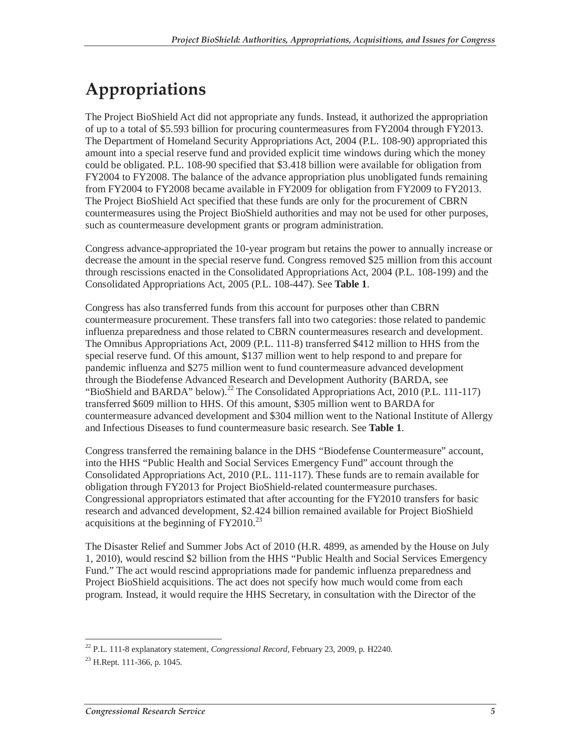# Appropriations

The Project BioShield Act did not appropriate any funds. Instead, it authorized the appropriation of up to a total of $5.593 billion for procuring countermeasures from FY2004 through FY2013. The Department of Homeland Security Appropriations Act, 2004 (P.L. 108-90) appropriated this amount into a special reserve fund and provided explicit time windows during which the money could be obligated. P.L. 108-90 specified that $3.418 billion were available for obligation from FY2004 to FY2008. The balance of the advance appropriation plus unobligated funds remaining from FY2004 to FY2008 became available in FY2009 for obligation from FY2009 to FY2013. The Project BioShield Act specified that these funds are only for the procurement of CBRN countermeasures using the Project BioShield authorities and may not be used for other purposes, such as countermeasure development grants or program administration.

Congress advance-appropriated the 10-year program but retains the power to annually increase or decrease the amount in the special reserve fund. Congress removed $25 million from this account through rescissions enacted in the Consolidated Appropriations Act, 2004 (P.L. 108-199) and the Consolidated Appropriations Act, 2005 (P.L. 108-447). See **Table 1**.

Congress has also transferred funds from this account for purposes other than CBRN countermeasure procurement. These transfers fall into two categories: those related to pandemic influenza preparedness and those related to CBRN countermeasures research and development. The Omnibus Appropriations Act, 2009 (P.L. 111-8) transferred $412 million to HHS from the special reserve fund. Of this amount, $137 million went to help respond to and prepare for pandemic influenza and $275 million went to fund countermeasure advanced development through the Biodefense Advanced Research and Development Authority (BARDA, see "BioShield and BARDA" below).[22] The Consolidated Appropriations Act, 2010 (P.L. 111-117) transferred $609 million to HHS. Of this amount, $305 million went to BARDA for countermeasure advanced development and $304 million went to the National Institute of Allergy and Infectious Diseases to fund countermeasure basic research. See **Table 1**.

Congress transferred the remaining balance in the DHS "Biodefense Countermeasure" account, into the HHS "Public Health and Social Services Emergency Fund" account through the Consolidated Appropriations Act, 2010 (P.L. 111-117). These funds are to remain available for obligation through FY2013 for Project BioShield-related countermeasure purchases. Congressional appropriators estimated that after accounting for the FY2010 transfers for basic research and advanced development, $2.424 billion remained available for Project BioShield acquisitions at the beginning of FY2010.[23]

The Disaster Relief and Summer Jobs Act of 2010 (H.R. 4899, as amended by the House on July 1, 2010), would rescind $2 billion from the HHS "Public Health and Social Services Emergency Fund." The act would rescind appropriations made for pandemic influenza preparedness and Project BioShield acquisitions. The act does not specify how much would come from each program. Instead, it would require the HHS Secretary, in consultation with the Director of the

---

[22] P.L. 111-8 explanatory statement, *Congressional Record*, February 23, 2009, p. H2240.

[23] H.Rept. 111-366, p. 1045.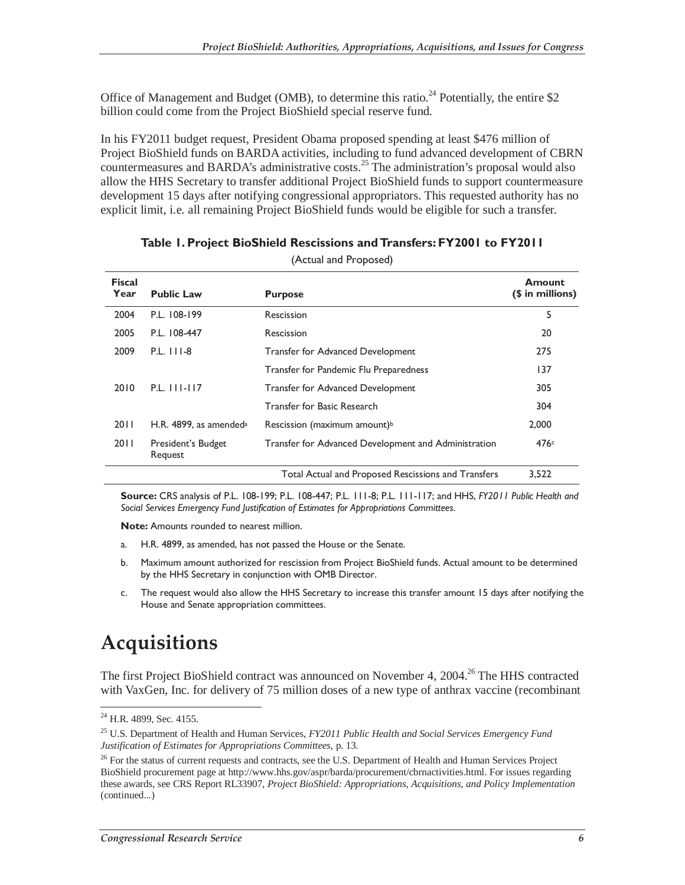Office of Management and Budget (OMB), to determine this ratio.[24] Potentially, the entire $2 billion could come from the Project BioShield special reserve fund.

In his FY2011 budget request, President Obama proposed spending at least $476 million of Project BioShield funds on BARDA activities, including to fund advanced development of CBRN countermeasures and BARDA's administrative costs.[25] The administration's proposal would also allow the HHS Secretary to transfer additional Project BioShield funds to support countermeasure development 15 days after notifying congressional appropriators. This requested authority has no explicit limit, i.e. all remaining Project BioShield funds would be eligible for such a transfer.

**Table 1. Project BioShield Rescissions and Transfers: FY2001 to FY2011**

(Actual and Proposed)

| Fiscal Year | Public Law | Purpose | Amount ($ in millions) |
|---|---|---|---|
| 2004 | P.L. 108-199 | Rescission | 5 |
| 2005 | P.L. 108-447 | Rescission | 20 |
| 2009 | P.L. 111-8 | Transfer for Advanced Development | 275 |
| | | Transfer for Pandemic Flu Preparedness | 137 |
| 2010 | P.L. 111-117 | Transfer for Advanced Development | 305 |
| | | Transfer for Basic Research | 304 |
| 2011 | H.R. 4899, as amended[a] | Rescission (maximum amount)[b] | 2,000 |
| 2011 | President's Budget Request | Transfer for Advanced Development and Administration | 476[c] |
| | | Total Actual and Proposed Rescissions and Transfers | 3,522 |

**Source:** CRS analysis of P.L. 108-199; P.L. 108-447; P.L. 111-8; P.L. 111-117; and HHS, *FY2011 Public Health and Social Services Emergency Fund Justification of Estimates for Appropriations Committees*.

**Note:** Amounts rounded to nearest million.

a. H.R. 4899, as amended, has not passed the House or the Senate.

b. Maximum amount authorized for rescission from Project BioShield funds. Actual amount to be determined by the HHS Secretary in conjunction with OMB Director.

c. The request would also allow the HHS Secretary to increase this transfer amount 15 days after notifying the House and Senate appropriation committees.

# Acquisitions

The first Project BioShield contract was announced on November 4, 2004.[26] The HHS contracted with VaxGen, Inc. for delivery of 75 million doses of a new type of anthrax vaccine (recombinant

[24] H.R. 4899, Sec. 4155.

[25] U.S. Department of Health and Human Services, *FY2011 Public Health and Social Services Emergency Fund Justification of Estimates for Appropriations Committees*, p. 13.

[26] For the status of current requests and contracts, see the U.S. Department of Health and Human Services Project BioShield procurement page at http://www.hhs.gov/aspr/barda/procurement/cbrnactivities.html. For issues regarding these awards, see CRS Report RL33907, *Project BioShield: Appropriations, Acquisitions, and Policy Implementation* (continued...)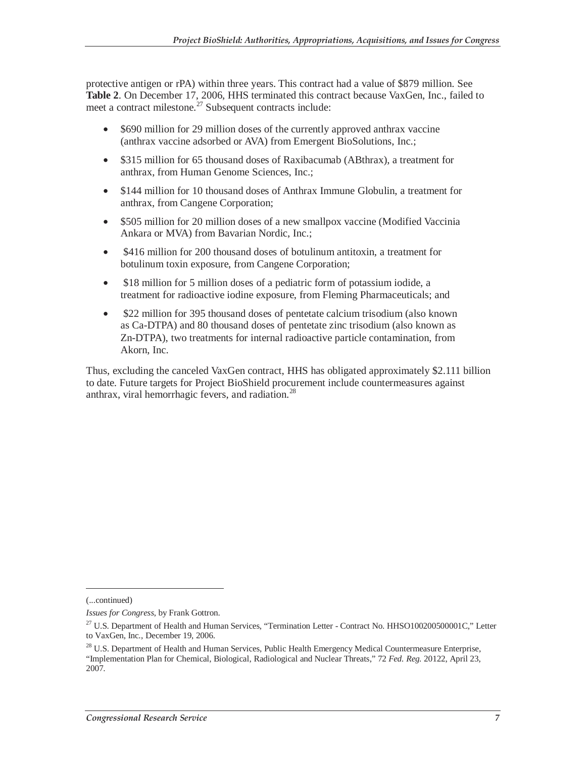protective antigen or rPA) within three years. This contract had a value of $879 million. See **Table 2**. On December 17, 2006, HHS terminated this contract because VaxGen, Inc., failed to meet a contract milestone.[27] Subsequent contracts include:

- $690 million for 29 million doses of the currently approved anthrax vaccine (anthrax vaccine adsorbed or AVA) from Emergent BioSolutions, Inc.;
- $315 million for 65 thousand doses of Raxibacumab (ABthrax), a treatment for anthrax, from Human Genome Sciences, Inc.;
- $144 million for 10 thousand doses of Anthrax Immune Globulin, a treatment for anthrax, from Cangene Corporation;
- $505 million for 20 million doses of a new smallpox vaccine (Modified Vaccinia Ankara or MVA) from Bavarian Nordic, Inc.;
- $416 million for 200 thousand doses of botulinum antitoxin, a treatment for botulinum toxin exposure, from Cangene Corporation;
- $18 million for 5 million doses of a pediatric form of potassium iodide, a treatment for radioactive iodine exposure, from Fleming Pharmaceuticals; and
- $22 million for 395 thousand doses of pentetate calcium trisodium (also known as Ca-DTPA) and 80 thousand doses of pentetate zinc trisodium (also known as Zn-DTPA), two treatments for internal radioactive particle contamination, from Akorn, Inc.

Thus, excluding the canceled VaxGen contract, HHS has obligated approximately $2.111 billion to date. Future targets for Project BioShield procurement include countermeasures against anthrax, viral hemorrhagic fevers, and radiation.[28]

---

(...continued)

*Issues for Congress*, by Frank Gottron.

[27] U.S. Department of Health and Human Services, "Termination Letter - Contract No. HHSO100200500001C," Letter to VaxGen, Inc., December 19, 2006.

[28] U.S. Department of Health and Human Services, Public Health Emergency Medical Countermeasure Enterprise, "Implementation Plan for Chemical, Biological, Radiological and Nuclear Threats," 72 *Fed. Reg.* 20122, April 23, 2007.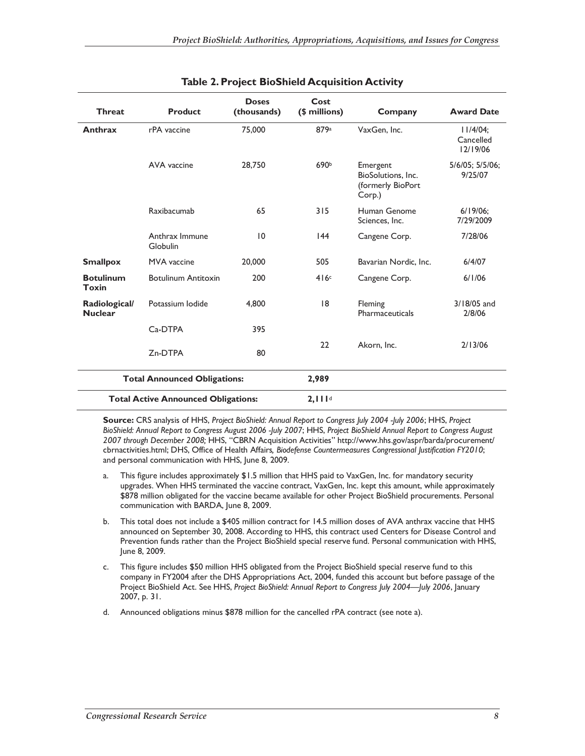## Table 2. Project BioShield Acquisition Activity

| Threat | Product | Doses (thousands) | Cost ($ millions) | Company | Award Date |
|---|---|---|---|---|---|
| **Anthrax** | rPA vaccine | 75,000 | 879[a] | VaxGen, Inc. | 11/4/04; Cancelled 12/19/06 |
| | AVA vaccine | 28,750 | 690[b] | Emergent BioSolutions, Inc. (formerly BioPort Corp.) | 5/6/05; 5/5/06; 9/25/07 |
| | Raxibacumab | 65 | 315 | Human Genome Sciences, Inc. | 6/19/06; 7/29/2009 |
| | Anthrax Immune Globulin | 10 | 144 | Cangene Corp. | 7/28/06 |
| **Smallpox** | MVA vaccine | 20,000 | 505 | Bavarian Nordic, Inc. | 6/4/07 |
| **Botulinum Toxin** | Botulinum Antitoxin | 200 | 416[c] | Cangene Corp. | 6/1/06 |
| **Radiological/ Nuclear** | Potassium Iodide | 4,800 | 18 | Fleming Pharmaceuticals | 3/18/05 and 2/8/06 |
| | Ca-DTPA | 395 | 22 | Akorn, Inc. | 2/13/06 |
| | Zn-DTPA | 80 | | | |
| **Total Announced Obligations:** | | | **2,989** | | |
| **Total Active Announced Obligations:** | | | **2,111**[d] | | |

**Source:** CRS analysis of HHS, *Project BioShield: Annual Report to Congress July 2004 -July 2006*; HHS, *Project BioShield: Annual Report to Congress August 2006 -July 2007*; HHS, *Project BioShield Annual Report to Congress August 2007 through December 2008;* HHS, "CBRN Acquisition Activities" http://www.hhs.gov/aspr/barda/procurement/cbrnactivities.html; DHS, Office of Health Affairs*, Biodefense Countermeasures Congressional Justification FY2010*; and personal communication with HHS, June 8, 2009.

a. This figure includes approximately $1.5 million that HHS paid to VaxGen, Inc. for mandatory security upgrades. When HHS terminated the vaccine contract, VaxGen, Inc. kept this amount, while approximately $878 million obligated for the vaccine became available for other Project BioShield procurements. Personal communication with BARDA, June 8, 2009.

b. This total does not include a $405 million contract for 14.5 million doses of AVA anthrax vaccine that HHS announced on September 30, 2008. According to HHS, this contract used Centers for Disease Control and Prevention funds rather than the Project BioShield special reserve fund. Personal communication with HHS, June 8, 2009.

c. This figure includes $50 million HHS obligated from the Project BioShield special reserve fund to this company in FY2004 after the DHS Appropriations Act, 2004, funded this account but before passage of the Project BioShield Act. See HHS, *Project BioShield: Annual Report to Congress July 2004—July 2006*, January 2007, p. 31.

d. Announced obligations minus $878 million for the cancelled rPA contract (see note a).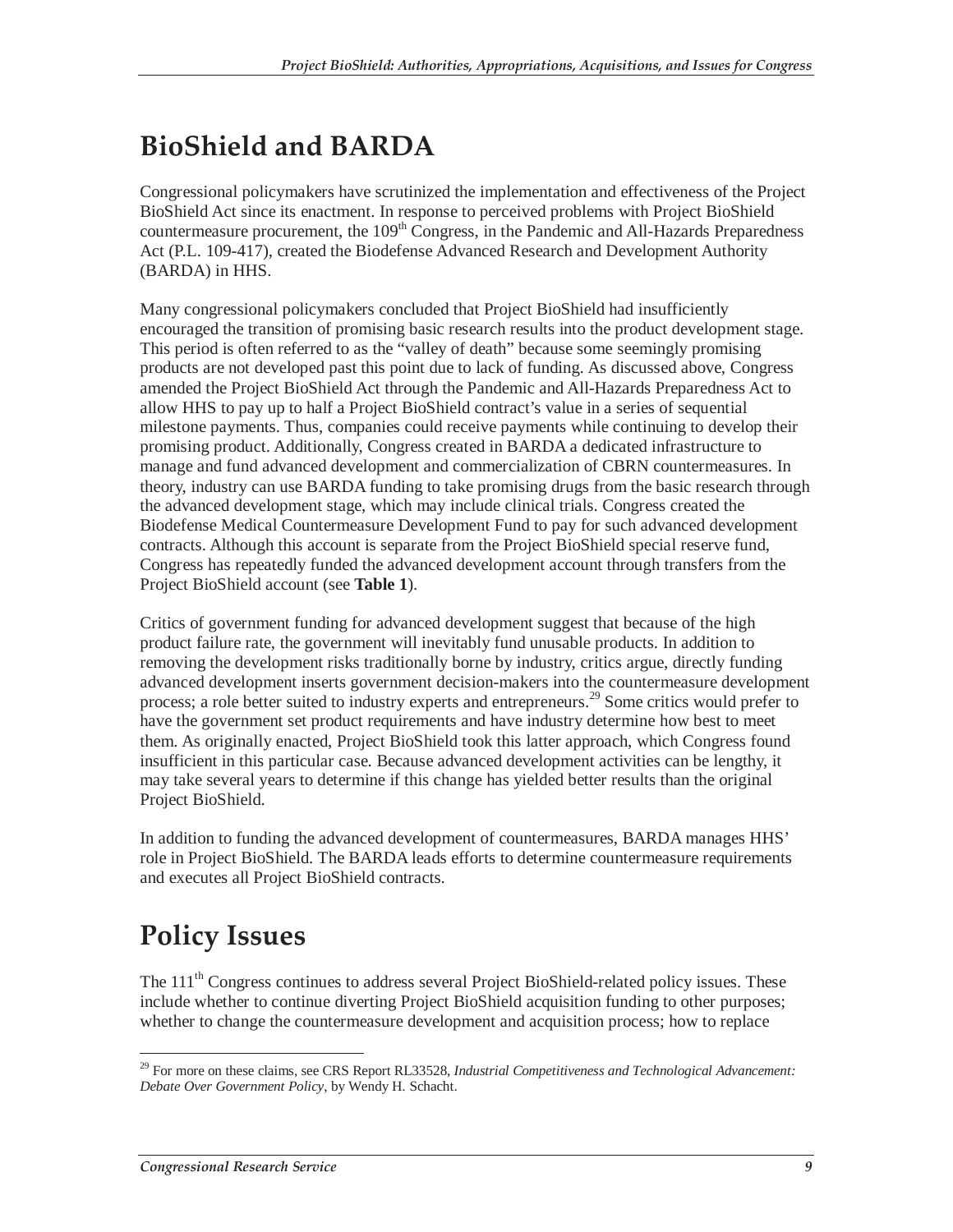# BioShield and BARDA

Congressional policymakers have scrutinized the implementation and effectiveness of the Project BioShield Act since its enactment. In response to perceived problems with Project BioShield countermeasure procurement, the 109th Congress, in the Pandemic and All-Hazards Preparedness Act (P.L. 109-417), created the Biodefense Advanced Research and Development Authority (BARDA) in HHS.

Many congressional policymakers concluded that Project BioShield had insufficiently encouraged the transition of promising basic research results into the product development stage. This period is often referred to as the "valley of death" because some seemingly promising products are not developed past this point due to lack of funding. As discussed above, Congress amended the Project BioShield Act through the Pandemic and All-Hazards Preparedness Act to allow HHS to pay up to half a Project BioShield contract's value in a series of sequential milestone payments. Thus, companies could receive payments while continuing to develop their promising product. Additionally, Congress created in BARDA a dedicated infrastructure to manage and fund advanced development and commercialization of CBRN countermeasures. In theory, industry can use BARDA funding to take promising drugs from the basic research through the advanced development stage, which may include clinical trials. Congress created the Biodefense Medical Countermeasure Development Fund to pay for such advanced development contracts. Although this account is separate from the Project BioShield special reserve fund, Congress has repeatedly funded the advanced development account through transfers from the Project BioShield account (see **Table 1**).

Critics of government funding for advanced development suggest that because of the high product failure rate, the government will inevitably fund unusable products. In addition to removing the development risks traditionally borne by industry, critics argue, directly funding advanced development inserts government decision-makers into the countermeasure development process; a role better suited to industry experts and entrepreneurs.[29] Some critics would prefer to have the government set product requirements and have industry determine how best to meet them. As originally enacted, Project BioShield took this latter approach, which Congress found insufficient in this particular case. Because advanced development activities can be lengthy, it may take several years to determine if this change has yielded better results than the original Project BioShield.

In addition to funding the advanced development of countermeasures, BARDA manages HHS' role in Project BioShield. The BARDA leads efforts to determine countermeasure requirements and executes all Project BioShield contracts.

# Policy Issues

The 111th Congress continues to address several Project BioShield-related policy issues. These include whether to continue diverting Project BioShield acquisition funding to other purposes; whether to change the countermeasure development and acquisition process; how to replace

---

[29] For more on these claims, see CRS Report RL33528, *Industrial Competitiveness and Technological Advancement: Debate Over Government Policy*, by Wendy H. Schacht.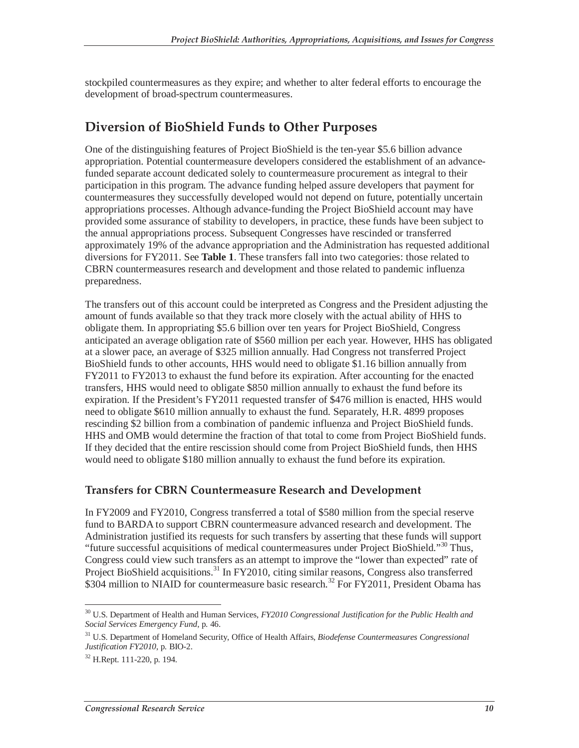stockpiled countermeasures as they expire; and whether to alter federal efforts to encourage the development of broad-spectrum countermeasures.

## Diversion of BioShield Funds to Other Purposes

One of the distinguishing features of Project BioShield is the ten-year $5.6 billion advance appropriation. Potential countermeasure developers considered the establishment of an advance-funded separate account dedicated solely to countermeasure procurement as integral to their participation in this program. The advance funding helped assure developers that payment for countermeasures they successfully developed would not depend on future, potentially uncertain appropriations processes. Although advance-funding the Project BioShield account may have provided some assurance of stability to developers, in practice, these funds have been subject to the annual appropriations process. Subsequent Congresses have rescinded or transferred approximately 19% of the advance appropriation and the Administration has requested additional diversions for FY2011. See **Table 1**. These transfers fall into two categories: those related to CBRN countermeasures research and development and those related to pandemic influenza preparedness.

The transfers out of this account could be interpreted as Congress and the President adjusting the amount of funds available so that they track more closely with the actual ability of HHS to obligate them. In appropriating $5.6 billion over ten years for Project BioShield, Congress anticipated an average obligation rate of $560 million per each year. However, HHS has obligated at a slower pace, an average of $325 million annually. Had Congress not transferred Project BioShield funds to other accounts, HHS would need to obligate $1.16 billion annually from FY2011 to FY2013 to exhaust the fund before its expiration. After accounting for the enacted transfers, HHS would need to obligate $850 million annually to exhaust the fund before its expiration. If the President's FY2011 requested transfer of $476 million is enacted, HHS would need to obligate $610 million annually to exhaust the fund. Separately, H.R. 4899 proposes rescinding $2 billion from a combination of pandemic influenza and Project BioShield funds. HHS and OMB would determine the fraction of that total to come from Project BioShield funds. If they decided that the entire rescission should come from Project BioShield funds, then HHS would need to obligate $180 million annually to exhaust the fund before its expiration.

### Transfers for CBRN Countermeasure Research and Development

In FY2009 and FY2010, Congress transferred a total of $580 million from the special reserve fund to BARDA to support CBRN countermeasure advanced research and development. The Administration justified its requests for such transfers by asserting that these funds will support "future successful acquisitions of medical countermeasures under Project BioShield."[30] Thus, Congress could view such transfers as an attempt to improve the "lower than expected" rate of Project BioShield acquisitions.[31] In FY2010, citing similar reasons, Congress also transferred $304 million to NIAID for countermeasure basic research.[32] For FY2011, President Obama has

---

[30] U.S. Department of Health and Human Services, *FY2010 Congressional Justification for the Public Health and Social Services Emergency Fund*, p. 46.

[31] U.S. Department of Homeland Security, Office of Health Affairs, *Biodefense Countermeasures Congressional Justification FY2010*, p. BIO-2.

[32] H.Rept. 111-220, p. 194.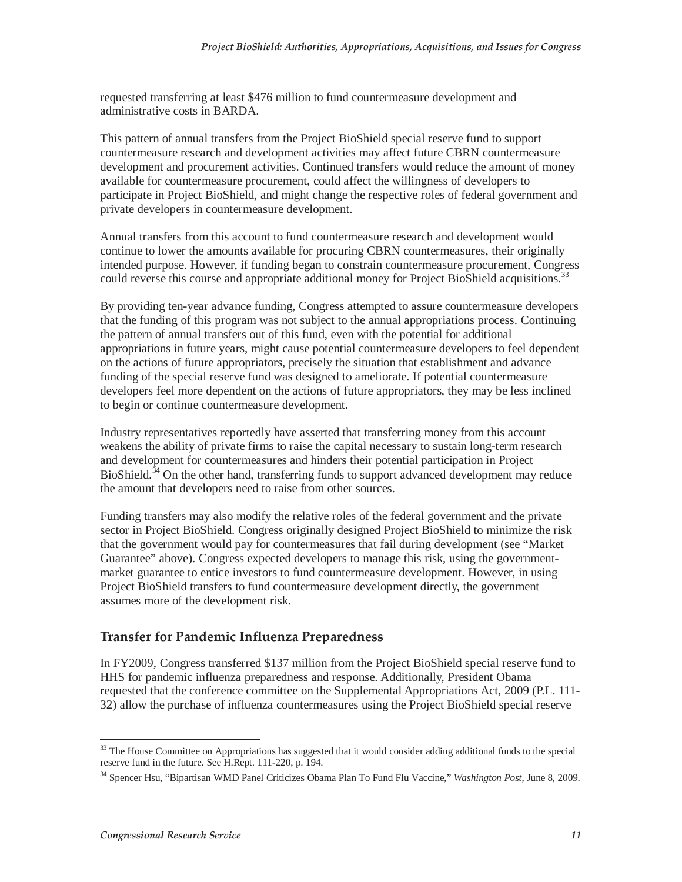requested transferring at least $476 million to fund countermeasure development and administrative costs in BARDA.

This pattern of annual transfers from the Project BioShield special reserve fund to support countermeasure research and development activities may affect future CBRN countermeasure development and procurement activities. Continued transfers would reduce the amount of money available for countermeasure procurement, could affect the willingness of developers to participate in Project BioShield, and might change the respective roles of federal government and private developers in countermeasure development.

Annual transfers from this account to fund countermeasure research and development would continue to lower the amounts available for procuring CBRN countermeasures, their originally intended purpose. However, if funding began to constrain countermeasure procurement, Congress could reverse this course and appropriate additional money for Project BioShield acquisitions.[33]

By providing ten-year advance funding, Congress attempted to assure countermeasure developers that the funding of this program was not subject to the annual appropriations process. Continuing the pattern of annual transfers out of this fund, even with the potential for additional appropriations in future years, might cause potential countermeasure developers to feel dependent on the actions of future appropriators, precisely the situation that establishment and advance funding of the special reserve fund was designed to ameliorate. If potential countermeasure developers feel more dependent on the actions of future appropriators, they may be less inclined to begin or continue countermeasure development.

Industry representatives reportedly have asserted that transferring money from this account weakens the ability of private firms to raise the capital necessary to sustain long-term research and development for countermeasures and hinders their potential participation in Project BioShield.[34] On the other hand, transferring funds to support advanced development may reduce the amount that developers need to raise from other sources.

Funding transfers may also modify the relative roles of the federal government and the private sector in Project BioShield. Congress originally designed Project BioShield to minimize the risk that the government would pay for countermeasures that fail during development (see "Market Guarantee" above). Congress expected developers to manage this risk, using the government-market guarantee to entice investors to fund countermeasure development. However, in using Project BioShield transfers to fund countermeasure development directly, the government assumes more of the development risk.

## Transfer for Pandemic Influenza Preparedness

In FY2009, Congress transferred $137 million from the Project BioShield special reserve fund to HHS for pandemic influenza preparedness and response. Additionally, President Obama requested that the conference committee on the Supplemental Appropriations Act, 2009 (P.L. 111-32) allow the purchase of influenza countermeasures using the Project BioShield special reserve

---

[33] The House Committee on Appropriations has suggested that it would consider adding additional funds to the special reserve fund in the future. See H.Rept. 111-220, p. 194.

[34] Spencer Hsu, "Bipartisan WMD Panel Criticizes Obama Plan To Fund Flu Vaccine," *Washington Post*, June 8, 2009.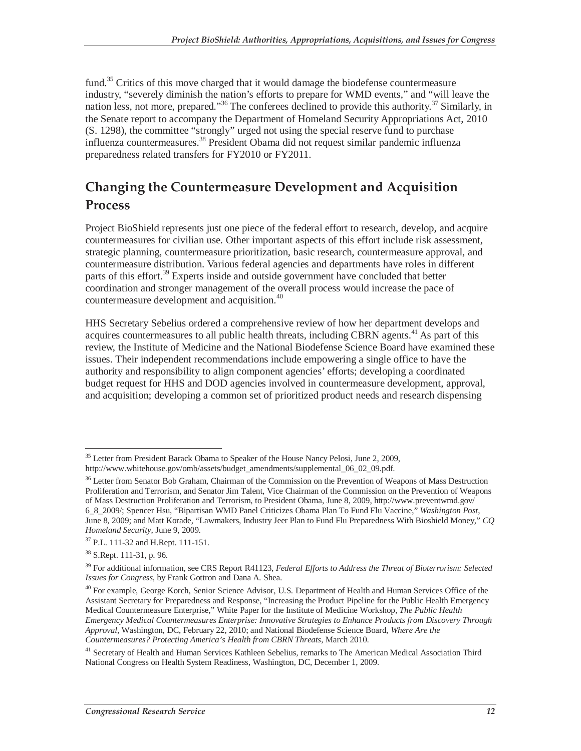fund.[35] Critics of this move charged that it would damage the biodefense countermeasure industry, "severely diminish the nation's efforts to prepare for WMD events," and "will leave the nation less, not more, prepared."[36] The conferees declined to provide this authority.[37] Similarly, in the Senate report to accompany the Department of Homeland Security Appropriations Act, 2010 (S. 1298), the committee "strongly" urged not using the special reserve fund to purchase influenza countermeasures.[38] President Obama did not request similar pandemic influenza preparedness related transfers for FY2010 or FY2011.

## Changing the Countermeasure Development and Acquisition Process

Project BioShield represents just one piece of the federal effort to research, develop, and acquire countermeasures for civilian use. Other important aspects of this effort include risk assessment, strategic planning, countermeasure prioritization, basic research, countermeasure approval, and countermeasure distribution. Various federal agencies and departments have roles in different parts of this effort.[39] Experts inside and outside government have concluded that better coordination and stronger management of the overall process would increase the pace of countermeasure development and acquisition.[40]

HHS Secretary Sebelius ordered a comprehensive review of how her department develops and acquires countermeasures to all public health threats, including CBRN agents.[41] As part of this review, the Institute of Medicine and the National Biodefense Science Board have examined these issues. Their independent recommendations include empowering a single office to have the authority and responsibility to align component agencies' efforts; developing a coordinated budget request for HHS and DOD agencies involved in countermeasure development, approval, and acquisition; developing a common set of prioritized product needs and research dispensing

---

[35] Letter from President Barack Obama to Speaker of the House Nancy Pelosi, June 2, 2009, http://www.whitehouse.gov/omb/assets/budget_amendments/supplemental_06_02_09.pdf.

[36] Letter from Senator Bob Graham, Chairman of the Commission on the Prevention of Weapons of Mass Destruction Proliferation and Terrorism, and Senator Jim Talent, Vice Chairman of the Commission on the Prevention of Weapons of Mass Destruction Proliferation and Terrorism, to President Obama, June 8, 2009, http://www.preventwmd.gov/6_8_2009/; Spencer Hsu, "Bipartisan WMD Panel Criticizes Obama Plan To Fund Flu Vaccine," *Washington Post*, June 8, 2009; and Matt Korade, "Lawmakers, Industry Jeer Plan to Fund Flu Preparedness With Bioshield Money," *CQ Homeland Security*, June 9, 2009.

[37] P.L. 111-32 and H.Rept. 111-151.

[38] S.Rept. 111-31, p. 96.

[39] For additional information, see CRS Report R41123, *Federal Efforts to Address the Threat of Bioterrorism: Selected Issues for Congress*, by Frank Gottron and Dana A. Shea.

[40] For example, George Korch, Senior Science Advisor, U.S. Department of Health and Human Services Office of the Assistant Secretary for Preparedness and Response, "Increasing the Product Pipeline for the Public Health Emergency Medical Countermeasure Enterprise," White Paper for the Institute of Medicine Workshop, *The Public Health Emergency Medical Countermeasures Enterprise: Innovative Strategies to Enhance Products from Discovery Through Approval*, Washington, DC, February 22, 2010; and National Biodefense Science Board, *Where Are the Countermeasures? Protecting America's Health from CBRN Threats*, March 2010.

[41] Secretary of Health and Human Services Kathleen Sebelius, remarks to The American Medical Association Third National Congress on Health System Readiness, Washington, DC, December 1, 2009.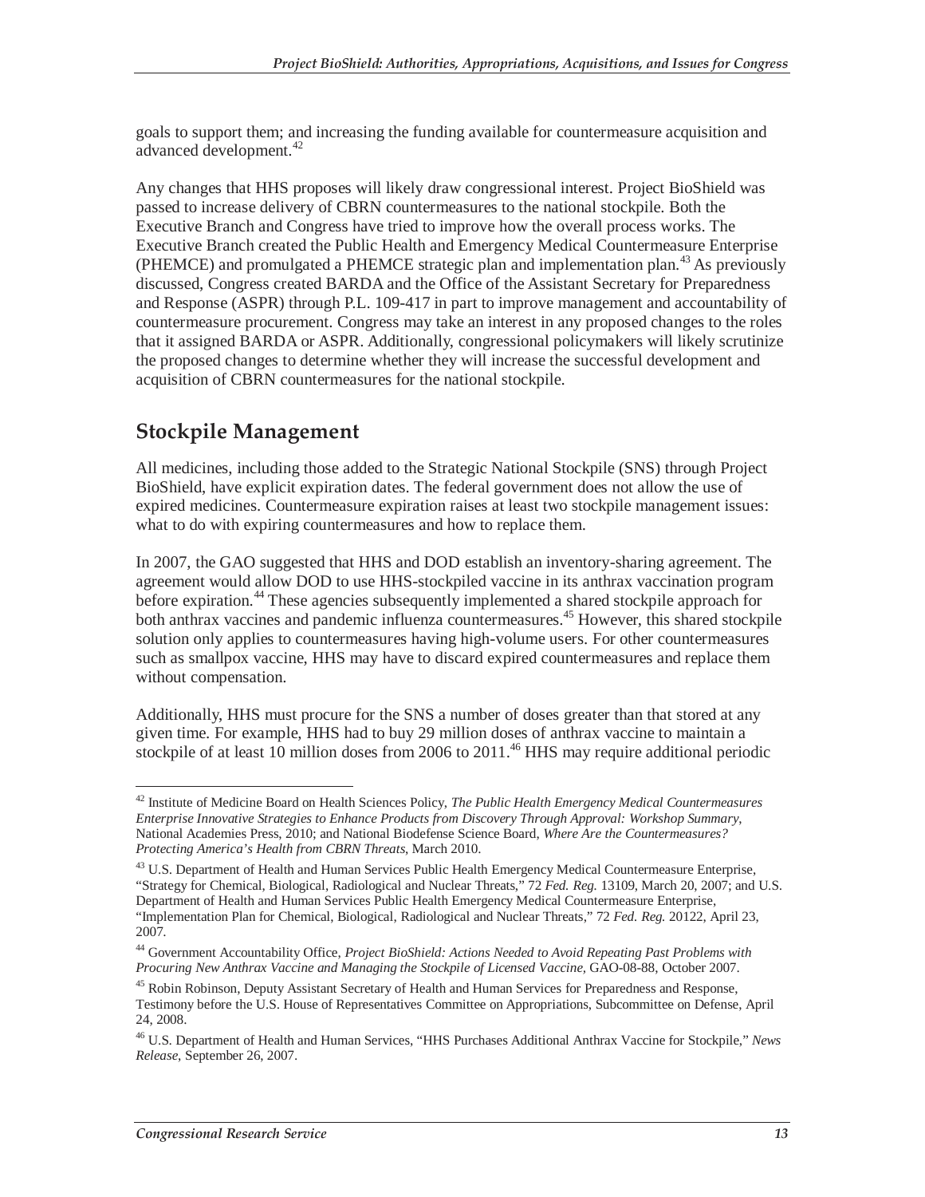goals to support them; and increasing the funding available for countermeasure acquisition and advanced development.[42]

Any changes that HHS proposes will likely draw congressional interest. Project BioShield was passed to increase delivery of CBRN countermeasures to the national stockpile. Both the Executive Branch and Congress have tried to improve how the overall process works. The Executive Branch created the Public Health and Emergency Medical Countermeasure Enterprise (PHEMCE) and promulgated a PHEMCE strategic plan and implementation plan.[43] As previously discussed, Congress created BARDA and the Office of the Assistant Secretary for Preparedness and Response (ASPR) through P.L. 109-417 in part to improve management and accountability of countermeasure procurement. Congress may take an interest in any proposed changes to the roles that it assigned BARDA or ASPR. Additionally, congressional policymakers will likely scrutinize the proposed changes to determine whether they will increase the successful development and acquisition of CBRN countermeasures for the national stockpile.

## Stockpile Management

All medicines, including those added to the Strategic National Stockpile (SNS) through Project BioShield, have explicit expiration dates. The federal government does not allow the use of expired medicines. Countermeasure expiration raises at least two stockpile management issues: what to do with expiring countermeasures and how to replace them.

In 2007, the GAO suggested that HHS and DOD establish an inventory-sharing agreement. The agreement would allow DOD to use HHS-stockpiled vaccine in its anthrax vaccination program before expiration.[44] These agencies subsequently implemented a shared stockpile approach for both anthrax vaccines and pandemic influenza countermeasures.[45] However, this shared stockpile solution only applies to countermeasures having high-volume users. For other countermeasures such as smallpox vaccine, HHS may have to discard expired countermeasures and replace them without compensation.

Additionally, HHS must procure for the SNS a number of doses greater than that stored at any given time. For example, HHS had to buy 29 million doses of anthrax vaccine to maintain a stockpile of at least 10 million doses from 2006 to 2011.[46] HHS may require additional periodic

---

[42] Institute of Medicine Board on Health Sciences Policy, *The Public Health Emergency Medical Countermeasures Enterprise Innovative Strategies to Enhance Products from Discovery Through Approval: Workshop Summary*, National Academies Press, 2010; and National Biodefense Science Board, *Where Are the Countermeasures? Protecting America's Health from CBRN Threats*, March 2010.

[43] U.S. Department of Health and Human Services Public Health Emergency Medical Countermeasure Enterprise, "Strategy for Chemical, Biological, Radiological and Nuclear Threats," 72 *Fed. Reg.* 13109, March 20, 2007; and U.S. Department of Health and Human Services Public Health Emergency Medical Countermeasure Enterprise, "Implementation Plan for Chemical, Biological, Radiological and Nuclear Threats," 72 *Fed. Reg.* 20122, April 23, 2007.

[44] Government Accountability Office, *Project BioShield: Actions Needed to Avoid Repeating Past Problems with Procuring New Anthrax Vaccine and Managing the Stockpile of Licensed Vaccine*, GAO-08-88, October 2007.

[45] Robin Robinson, Deputy Assistant Secretary of Health and Human Services for Preparedness and Response, Testimony before the U.S. House of Representatives Committee on Appropriations, Subcommittee on Defense, April 24, 2008.

[46] U.S. Department of Health and Human Services, "HHS Purchases Additional Anthrax Vaccine for Stockpile," *News Release*, September 26, 2007.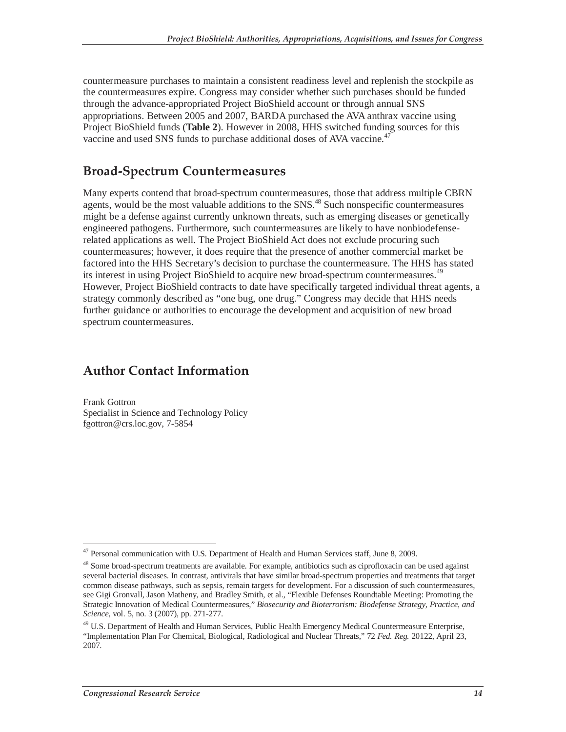countermeasure purchases to maintain a consistent readiness level and replenish the stockpile as the countermeasures expire. Congress may consider whether such purchases should be funded through the advance-appropriated Project BioShield account or through annual SNS appropriations. Between 2005 and 2007, BARDA purchased the AVA anthrax vaccine using Project BioShield funds (**Table 2**). However in 2008, HHS switched funding sources for this vaccine and used SNS funds to purchase additional doses of AVA vaccine.[47]

## Broad-Spectrum Countermeasures

Many experts contend that broad-spectrum countermeasures, those that address multiple CBRN agents, would be the most valuable additions to the SNS.[48] Such nonspecific countermeasures might be a defense against currently unknown threats, such as emerging diseases or genetically engineered pathogens. Furthermore, such countermeasures are likely to have nonbiodefense-related applications as well. The Project BioShield Act does not exclude procuring such countermeasures; however, it does require that the presence of another commercial market be factored into the HHS Secretary's decision to purchase the countermeasure. The HHS has stated its interest in using Project BioShield to acquire new broad-spectrum countermeasures.[49] However, Project BioShield contracts to date have specifically targeted individual threat agents, a strategy commonly described as "one bug, one drug." Congress may decide that HHS needs further guidance or authorities to encourage the development and acquisition of new broad spectrum countermeasures.

## Author Contact Information

Frank Gottron
Specialist in Science and Technology Policy
fgottron@crs.loc.gov, 7-5854

---

[47] Personal communication with U.S. Department of Health and Human Services staff, June 8, 2009.

[48] Some broad-spectrum treatments are available. For example, antibiotics such as ciprofloxacin can be used against several bacterial diseases. In contrast, antivirals that have similar broad-spectrum properties and treatments that target common disease pathways, such as sepsis, remain targets for development. For a discussion of such countermeasures, see Gigi Gronvall, Jason Matheny, and Bradley Smith, et al., "Flexible Defenses Roundtable Meeting: Promoting the Strategic Innovation of Medical Countermeasures," *Biosecurity and Bioterrorism: Biodefense Strategy, Practice, and Science,* vol. 5, no. 3 (2007), pp. 271-277.

[49] U.S. Department of Health and Human Services, Public Health Emergency Medical Countermeasure Enterprise, "Implementation Plan For Chemical, Biological, Radiological and Nuclear Threats," 72 *Fed. Reg.* 20122, April 23, 2007.